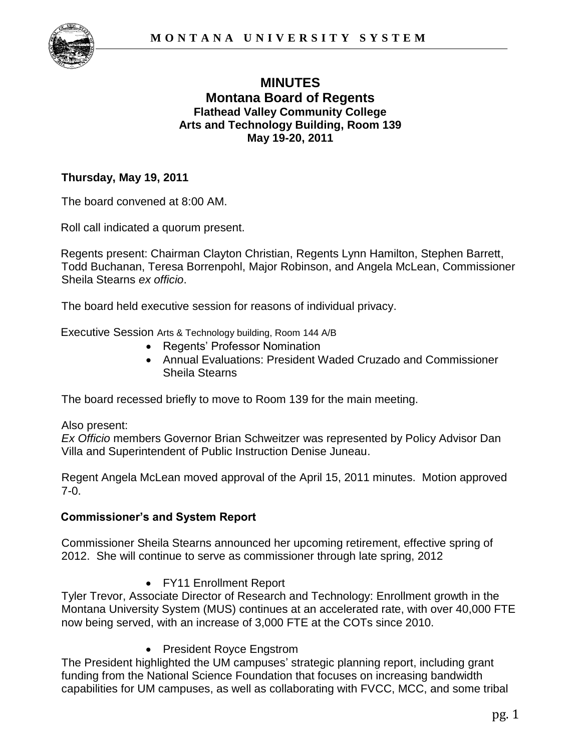# MINUTES

## Montana Board of Regents

### Flathead Valley Community College
### Arts and Technology Building, Room 139
### May 19-20, 2011

**Thursday, May 19, 2011**

The board convened at 8:00 AM.

Roll call indicated a quorum present.

Regents present: Chairman Clayton Christian, Regents Lynn Hamilton, Stephen Barrett, Todd Buchanan, Teresa Borrenpohl, Major Robinson, and Angela McLean, Commissioner Sheila Stearns *ex officio*.

The board held executive session for reasons of individual privacy.

Executive Session Arts & Technology building, Room 144 A/B

- Regents' Professor Nomination
- Annual Evaluations: President Waded Cruzado and Commissioner Sheila Stearns

The board recessed briefly to move to Room 139 for the main meeting.

Also present:
*Ex Officio* members Governor Brian Schweitzer was represented by Policy Advisor Dan Villa and Superintendent of Public Instruction Denise Juneau.

Regent Angela McLean moved approval of the April 15, 2011 minutes. Motion approved 7-0.

**Commissioner's and System Report**

Commissioner Sheila Stearns announced her upcoming retirement, effective spring of 2012. She will continue to serve as commissioner through late spring, 2012

- FY11 Enrollment Report

Tyler Trevor, Associate Director of Research and Technology: Enrollment growth in the Montana University System (MUS) continues at an accelerated rate, with over 40,000 FTE now being served, with an increase of 3,000 FTE at the COTs since 2010.

- President Royce Engstrom

The President highlighted the UM campuses' strategic planning report, including grant funding from the National Science Foundation that focuses on increasing bandwidth capabilities for UM campuses, as well as collaborating with FVCC, MCC, and some tribal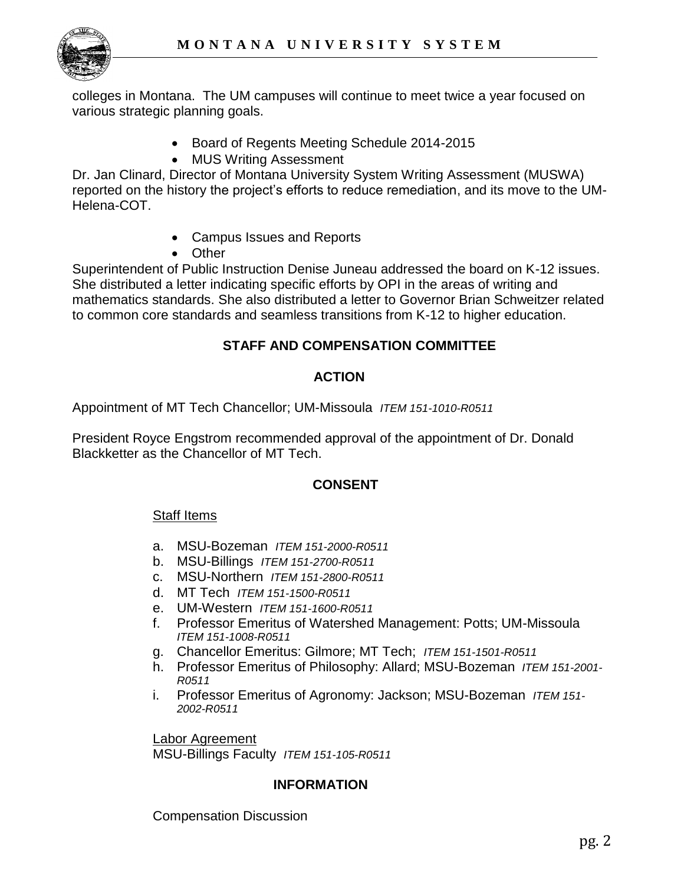colleges in Montana. The UM campuses will continue to meet twice a year focused on various strategic planning goals.

- Board of Regents Meeting Schedule 2014-2015
- MUS Writing Assessment

Dr. Jan Clinard, Director of Montana University System Writing Assessment (MUSWA) reported on the history the project's efforts to reduce remediation, and its move to the UM-Helena-COT.

- Campus Issues and Reports
- Other

Superintendent of Public Instruction Denise Juneau addressed the board on K-12 issues. She distributed a letter indicating specific efforts by OPI in the areas of writing and mathematics standards. She also distributed a letter to Governor Brian Schweitzer related to common core standards and seamless transitions from K-12 to higher education.

**STAFF AND COMPENSATION COMMITTEE**

**ACTION**

Appointment of MT Tech Chancellor; UM-Missoula *ITEM 151-1010-R0511*

President Royce Engstrom recommended approval of the appointment of Dr. Donald Blackketter as the Chancellor of MT Tech.

**CONSENT**

Staff Items

a. MSU-Bozeman *ITEM 151-2000-R0511*
b. MSU-Billings *ITEM 151-2700-R0511*
c. MSU-Northern *ITEM 151-2800-R0511*
d. MT Tech *ITEM 151-1500-R0511*
e. UM-Western *ITEM 151-1600-R0511*
f. Professor Emeritus of Watershed Management: Potts; UM-Missoula *ITEM 151-1008-R0511*
g. Chancellor Emeritus: Gilmore; MT Tech; *ITEM 151-1501-R0511*
h. Professor Emeritus of Philosophy: Allard; MSU-Bozeman *ITEM 151-2001-R0511*
i. Professor Emeritus of Agronomy: Jackson; MSU-Bozeman *ITEM 151-2002-R0511*

Labor Agreement
MSU-Billings Faculty *ITEM 151-105-R0511*

**INFORMATION**

Compensation Discussion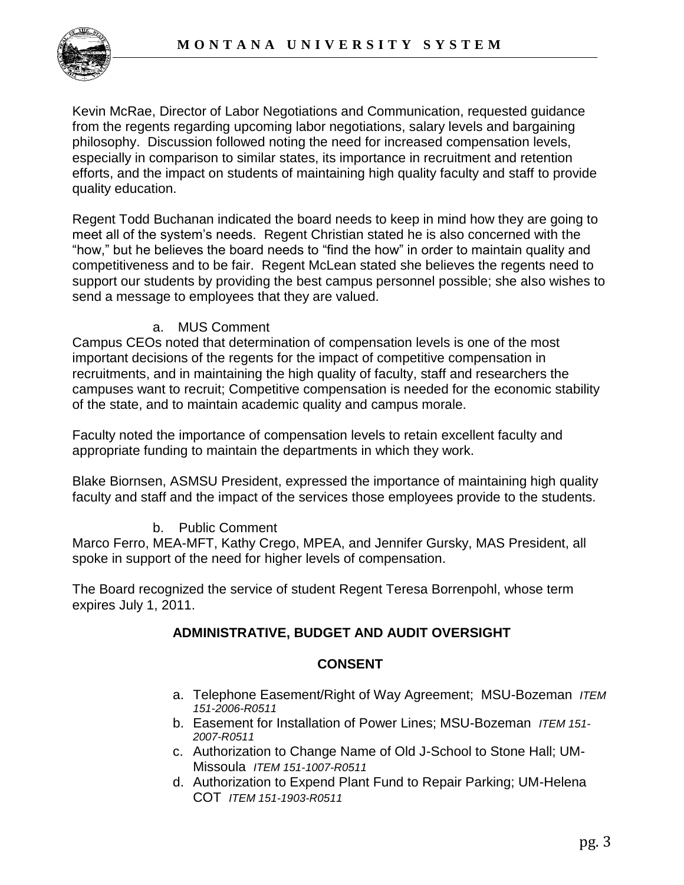Kevin McRae, Director of Labor Negotiations and Communication, requested guidance from the regents regarding upcoming labor negotiations, salary levels and bargaining philosophy. Discussion followed noting the need for increased compensation levels, especially in comparison to similar states, its importance in recruitment and retention efforts, and the impact on students of maintaining high quality faculty and staff to provide quality education.

Regent Todd Buchanan indicated the board needs to keep in mind how they are going to meet all of the system's needs. Regent Christian stated he is also concerned with the "how," but he believes the board needs to "find the how" in order to maintain quality and competitiveness and to be fair. Regent McLean stated she believes the regents need to support our students by providing the best campus personnel possible; she also wishes to send a message to employees that they are valued.

a. MUS Comment

Campus CEOs noted that determination of compensation levels is one of the most important decisions of the regents for the impact of competitive compensation in recruitments, and in maintaining the high quality of faculty, staff and researchers the campuses want to recruit; Competitive compensation is needed for the economic stability of the state, and to maintain academic quality and campus morale.

Faculty noted the importance of compensation levels to retain excellent faculty and appropriate funding to maintain the departments in which they work.

Blake Biornsen, ASMSU President, expressed the importance of maintaining high quality faculty and staff and the impact of the services those employees provide to the students.

b. Public Comment

Marco Ferro, MEA-MFT, Kathy Crego, MPEA, and Jennifer Gursky, MAS President, all spoke in support of the need for higher levels of compensation.

The Board recognized the service of student Regent Teresa Borrenpohl, whose term expires July 1, 2011.

## ADMINISTRATIVE, BUDGET AND AUDIT OVERSIGHT

### CONSENT

a. Telephone Easement/Right of Way Agreement; MSU-Bozeman *ITEM 151-2006-R0511*
b. Easement for Installation of Power Lines; MSU-Bozeman *ITEM 151-2007-R0511*
c. Authorization to Change Name of Old J-School to Stone Hall; UM-Missoula *ITEM 151-1007-R0511*
d. Authorization to Expend Plant Fund to Repair Parking; UM-Helena COT *ITEM 151-1903-R0511*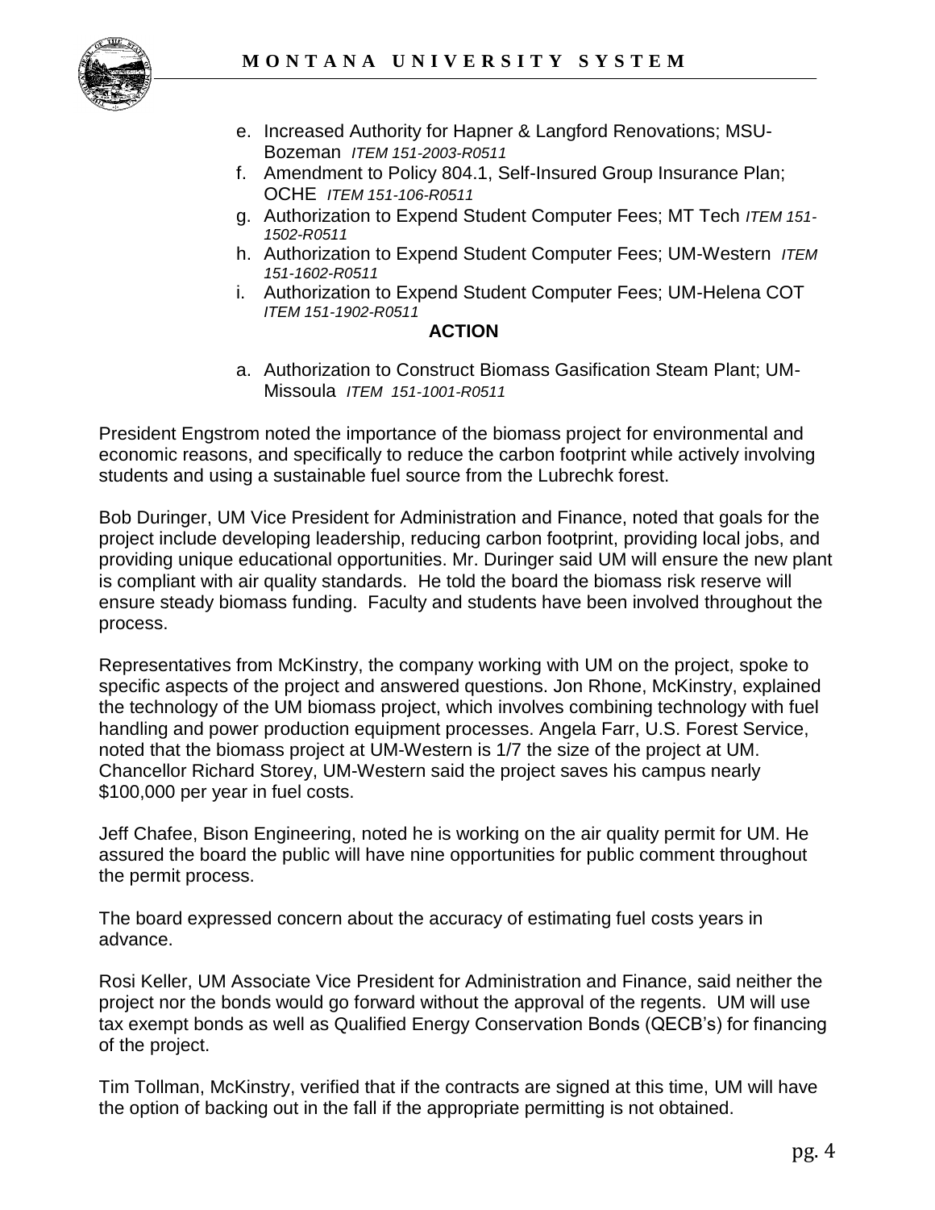e. Increased Authority for Hapner & Langford Renovations; MSU-Bozeman *ITEM 151-2003-R0511*
f. Amendment to Policy 804.1, Self-Insured Group Insurance Plan; OCHE *ITEM 151-106-R0511*
g. Authorization to Expend Student Computer Fees; MT Tech *ITEM 151-1502-R0511*
h. Authorization to Expend Student Computer Fees; UM-Western *ITEM 151-1602-R0511*
i. Authorization to Expend Student Computer Fees; UM-Helena COT *ITEM 151-1902-R0511*

**ACTION**

a. Authorization to Construct Biomass Gasification Steam Plant; UM-Missoula *ITEM 151-1001-R0511*

President Engstrom noted the importance of the biomass project for environmental and economic reasons, and specifically to reduce the carbon footprint while actively involving students and using a sustainable fuel source from the Lubrechk forest.

Bob Duringer, UM Vice President for Administration and Finance, noted that goals for the project include developing leadership, reducing carbon footprint, providing local jobs, and providing unique educational opportunities. Mr. Duringer said UM will ensure the new plant is compliant with air quality standards. He told the board the biomass risk reserve will ensure steady biomass funding. Faculty and students have been involved throughout the process.

Representatives from McKinstry, the company working with UM on the project, spoke to specific aspects of the project and answered questions. Jon Rhone, McKinstry, explained the technology of the UM biomass project, which involves combining technology with fuel handling and power production equipment processes. Angela Farr, U.S. Forest Service, noted that the biomass project at UM-Western is 1/7 the size of the project at UM. Chancellor Richard Storey, UM-Western said the project saves his campus nearly $100,000 per year in fuel costs.

Jeff Chafee, Bison Engineering, noted he is working on the air quality permit for UM. He assured the board the public will have nine opportunities for public comment throughout the permit process.

The board expressed concern about the accuracy of estimating fuel costs years in advance.

Rosi Keller, UM Associate Vice President for Administration and Finance, said neither the project nor the bonds would go forward without the approval of the regents. UM will use tax exempt bonds as well as Qualified Energy Conservation Bonds (QECB's) for financing of the project.

Tim Tollman, McKinstry, verified that if the contracts are signed at this time, UM will have the option of backing out in the fall if the appropriate permitting is not obtained.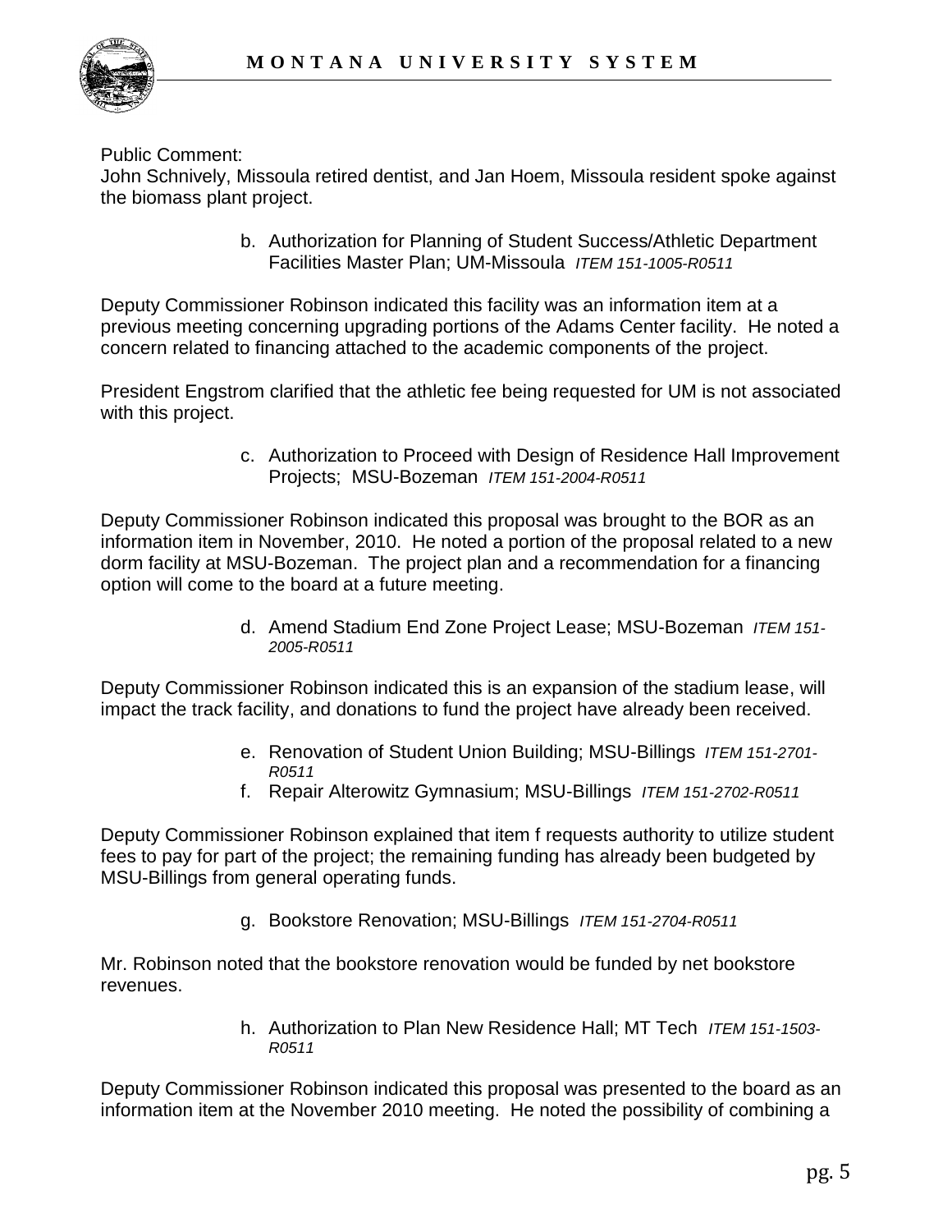Public Comment:
John Schnively, Missoula retired dentist, and Jan Hoem, Missoula resident spoke against the biomass plant project.

b. Authorization for Planning of Student Success/Athletic Department Facilities Master Plan; UM-Missoula *ITEM 151-1005-R0511*

Deputy Commissioner Robinson indicated this facility was an information item at a previous meeting concerning upgrading portions of the Adams Center facility. He noted a concern related to financing attached to the academic components of the project.

President Engstrom clarified that the athletic fee being requested for UM is not associated with this project.

c. Authorization to Proceed with Design of Residence Hall Improvement Projects; MSU-Bozeman *ITEM 151-2004-R0511*

Deputy Commissioner Robinson indicated this proposal was brought to the BOR as an information item in November, 2010. He noted a portion of the proposal related to a new dorm facility at MSU-Bozeman. The project plan and a recommendation for a financing option will come to the board at a future meeting.

d. Amend Stadium End Zone Project Lease; MSU-Bozeman *ITEM 151-2005-R0511*

Deputy Commissioner Robinson indicated this is an expansion of the stadium lease, will impact the track facility, and donations to fund the project have already been received.

e. Renovation of Student Union Building; MSU-Billings *ITEM 151-2701-R0511*
f. Repair Alterowitz Gymnasium; MSU-Billings *ITEM 151-2702-R0511*

Deputy Commissioner Robinson explained that item f requests authority to utilize student fees to pay for part of the project; the remaining funding has already been budgeted by MSU-Billings from general operating funds.

g. Bookstore Renovation; MSU-Billings *ITEM 151-2704-R0511*

Mr. Robinson noted that the bookstore renovation would be funded by net bookstore revenues.

h. Authorization to Plan New Residence Hall; MT Tech *ITEM 151-1503-R0511*

Deputy Commissioner Robinson indicated this proposal was presented to the board as an information item at the November 2010 meeting. He noted the possibility of combining a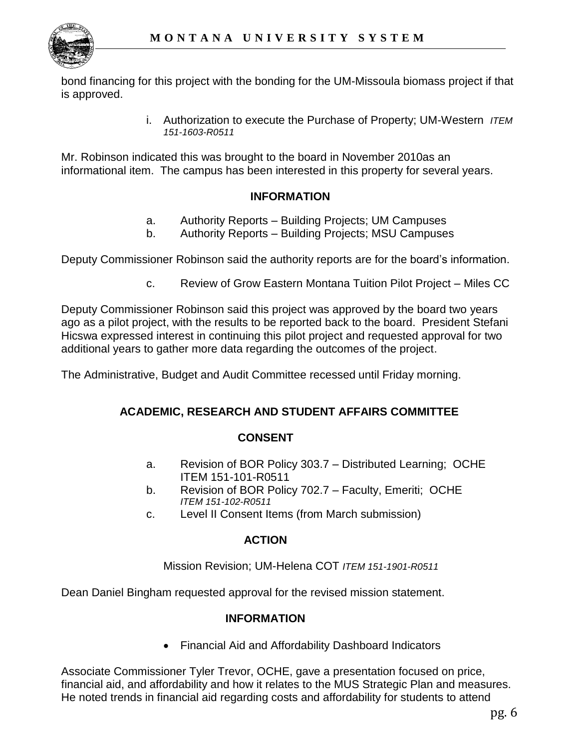bond financing for this project with the bonding for the UM-Missoula biomass project if that is approved.

i. Authorization to execute the Purchase of Property; UM-Western *ITEM 151-1603-R0511*

Mr. Robinson indicated this was brought to the board in November 2010as an informational item. The campus has been interested in this property for several years.

**INFORMATION**

a. Authority Reports – Building Projects; UM Campuses
b. Authority Reports – Building Projects; MSU Campuses

Deputy Commissioner Robinson said the authority reports are for the board's information.

c. Review of Grow Eastern Montana Tuition Pilot Project – Miles CC

Deputy Commissioner Robinson said this project was approved by the board two years ago as a pilot project, with the results to be reported back to the board. President Stefani Hicswa expressed interest in continuing this pilot project and requested approval for two additional years to gather more data regarding the outcomes of the project.

The Administrative, Budget and Audit Committee recessed until Friday morning.

**ACADEMIC, RESEARCH AND STUDENT AFFAIRS COMMITTEE**

**CONSENT**

a. Revision of BOR Policy 303.7 – Distributed Learning; OCHE ITEM 151-101-R0511
b. Revision of BOR Policy 702.7 – Faculty, Emeriti; OCHE *ITEM 151-102-R0511*
c. Level II Consent Items (from March submission)

**ACTION**

Mission Revision; UM-Helena COT *ITEM 151-1901-R0511*

Dean Daniel Bingham requested approval for the revised mission statement.

**INFORMATION**

- Financial Aid and Affordability Dashboard Indicators

Associate Commissioner Tyler Trevor, OCHE, gave a presentation focused on price, financial aid, and affordability and how it relates to the MUS Strategic Plan and measures. He noted trends in financial aid regarding costs and affordability for students to attend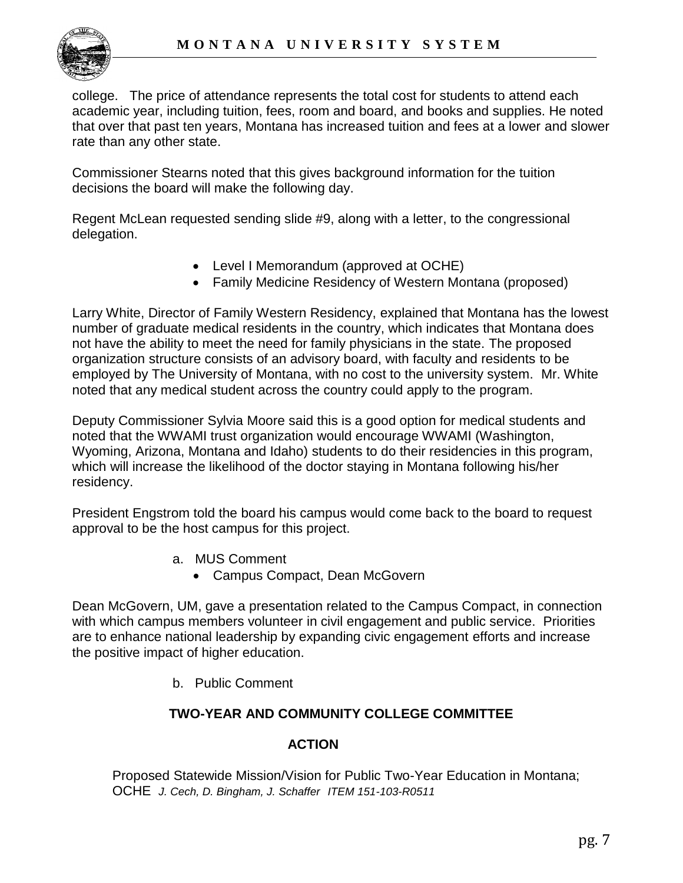college. The price of attendance represents the total cost for students to attend each academic year, including tuition, fees, room and board, and books and supplies. He noted that over that past ten years, Montana has increased tuition and fees at a lower and slower rate than any other state.

Commissioner Stearns noted that this gives background information for the tuition decisions the board will make the following day.

Regent McLean requested sending slide #9, along with a letter, to the congressional delegation.

- Level I Memorandum (approved at OCHE)
- Family Medicine Residency of Western Montana (proposed)

Larry White, Director of Family Western Residency, explained that Montana has the lowest number of graduate medical residents in the country, which indicates that Montana does not have the ability to meet the need for family physicians in the state. The proposed organization structure consists of an advisory board, with faculty and residents to be employed by The University of Montana, with no cost to the university system. Mr. White noted that any medical student across the country could apply to the program.

Deputy Commissioner Sylvia Moore said this is a good option for medical students and noted that the WWAMI trust organization would encourage WWAMI (Washington, Wyoming, Arizona, Montana and Idaho) students to do their residencies in this program, which will increase the likelihood of the doctor staying in Montana following his/her residency.

President Engstrom told the board his campus would come back to the board to request approval to be the host campus for this project.

a. MUS Comment
   - Campus Compact, Dean McGovern

Dean McGovern, UM, gave a presentation related to the Campus Compact, in connection with which campus members volunteer in civil engagement and public service. Priorities are to enhance national leadership by expanding civic engagement efforts and increase the positive impact of higher education.

b. Public Comment

## TWO-YEAR AND COMMUNITY COLLEGE COMMITTEE

### ACTION

Proposed Statewide Mission/Vision for Public Two-Year Education in Montana; OCHE *J. Cech, D. Bingham, J. Schaffer ITEM 151-103-R0511*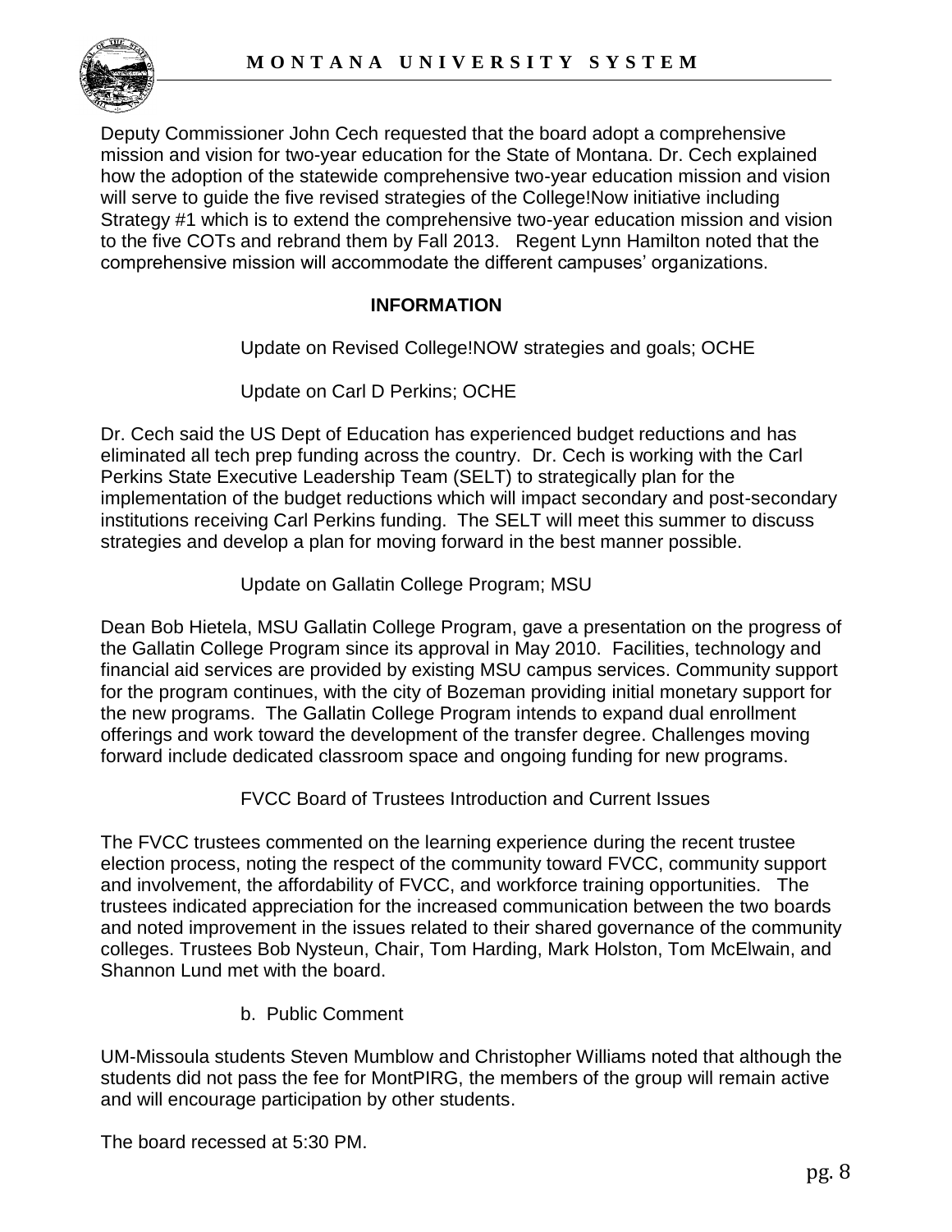Deputy Commissioner John Cech requested that the board adopt a comprehensive mission and vision for two-year education for the State of Montana. Dr. Cech explained how the adoption of the statewide comprehensive two-year education mission and vision will serve to guide the five revised strategies of the College!Now initiative including Strategy #1 which is to extend the comprehensive two-year education mission and vision to the five COTs and rebrand them by Fall 2013. Regent Lynn Hamilton noted that the comprehensive mission will accommodate the different campuses' organizations.

**INFORMATION**

Update on Revised College!NOW strategies and goals; OCHE

Update on Carl D Perkins; OCHE

Dr. Cech said the US Dept of Education has experienced budget reductions and has eliminated all tech prep funding across the country. Dr. Cech is working with the Carl Perkins State Executive Leadership Team (SELT) to strategically plan for the implementation of the budget reductions which will impact secondary and post-secondary institutions receiving Carl Perkins funding. The SELT will meet this summer to discuss strategies and develop a plan for moving forward in the best manner possible.

Update on Gallatin College Program; MSU

Dean Bob Hietela, MSU Gallatin College Program, gave a presentation on the progress of the Gallatin College Program since its approval in May 2010. Facilities, technology and financial aid services are provided by existing MSU campus services. Community support for the program continues, with the city of Bozeman providing initial monetary support for the new programs. The Gallatin College Program intends to expand dual enrollment offerings and work toward the development of the transfer degree. Challenges moving forward include dedicated classroom space and ongoing funding for new programs.

FVCC Board of Trustees Introduction and Current Issues

The FVCC trustees commented on the learning experience during the recent trustee election process, noting the respect of the community toward FVCC, community support and involvement, the affordability of FVCC, and workforce training opportunities. The trustees indicated appreciation for the increased communication between the two boards and noted improvement in the issues related to their shared governance of the community colleges. Trustees Bob Nysteun, Chair, Tom Harding, Mark Holston, Tom McElwain, and Shannon Lund met with the board.

b. Public Comment

UM-Missoula students Steven Mumblow and Christopher Williams noted that although the students did not pass the fee for MontPIRG, the members of the group will remain active and will encourage participation by other students.

The board recessed at 5:30 PM.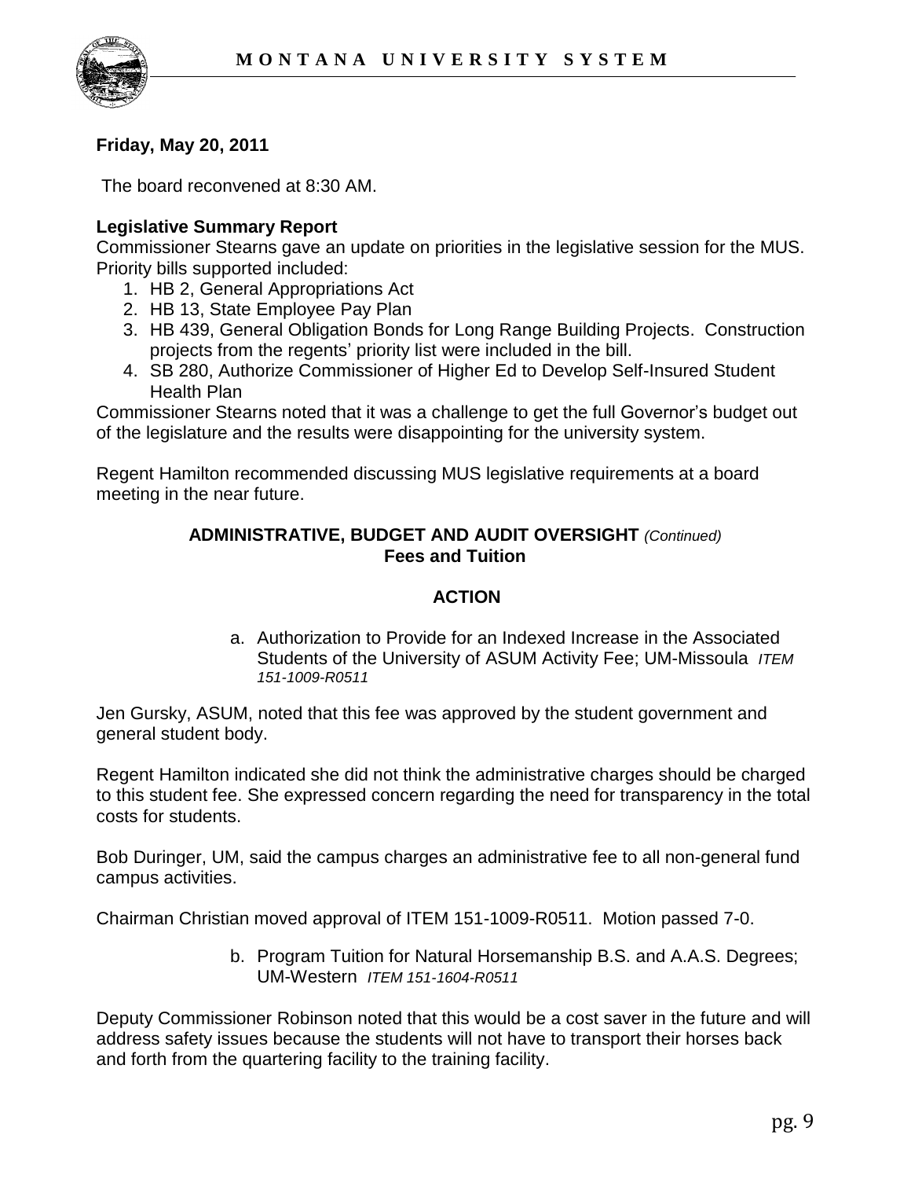**Friday, May 20, 2011**

The board reconvened at 8:30 AM.

**Legislative Summary Report**

Commissioner Stearns gave an update on priorities in the legislative session for the MUS. Priority bills supported included:

1. HB 2, General Appropriations Act
2. HB 13, State Employee Pay Plan
3. HB 439, General Obligation Bonds for Long Range Building Projects. Construction projects from the regents' priority list were included in the bill.
4. SB 280, Authorize Commissioner of Higher Ed to Develop Self-Insured Student Health Plan

Commissioner Stearns noted that it was a challenge to get the full Governor's budget out of the legislature and the results were disappointing for the university system.

Regent Hamilton recommended discussing MUS legislative requirements at a board meeting in the near future.

**ADMINISTRATIVE, BUDGET AND AUDIT OVERSIGHT** *(Continued)*
**Fees and Tuition**

**ACTION**

a. Authorization to Provide for an Indexed Increase in the Associated Students of the University of ASUM Activity Fee; UM-Missoula *ITEM 151-1009-R0511*

Jen Gursky, ASUM, noted that this fee was approved by the student government and general student body.

Regent Hamilton indicated she did not think the administrative charges should be charged to this student fee. She expressed concern regarding the need for transparency in the total costs for students.

Bob Duringer, UM, said the campus charges an administrative fee to all non-general fund campus activities.

Chairman Christian moved approval of ITEM 151-1009-R0511. Motion passed 7-0.

b. Program Tuition for Natural Horsemanship B.S. and A.A.S. Degrees; UM-Western *ITEM 151-1604-R0511*

Deputy Commissioner Robinson noted that this would be a cost saver in the future and will address safety issues because the students will not have to transport their horses back and forth from the quartering facility to the training facility.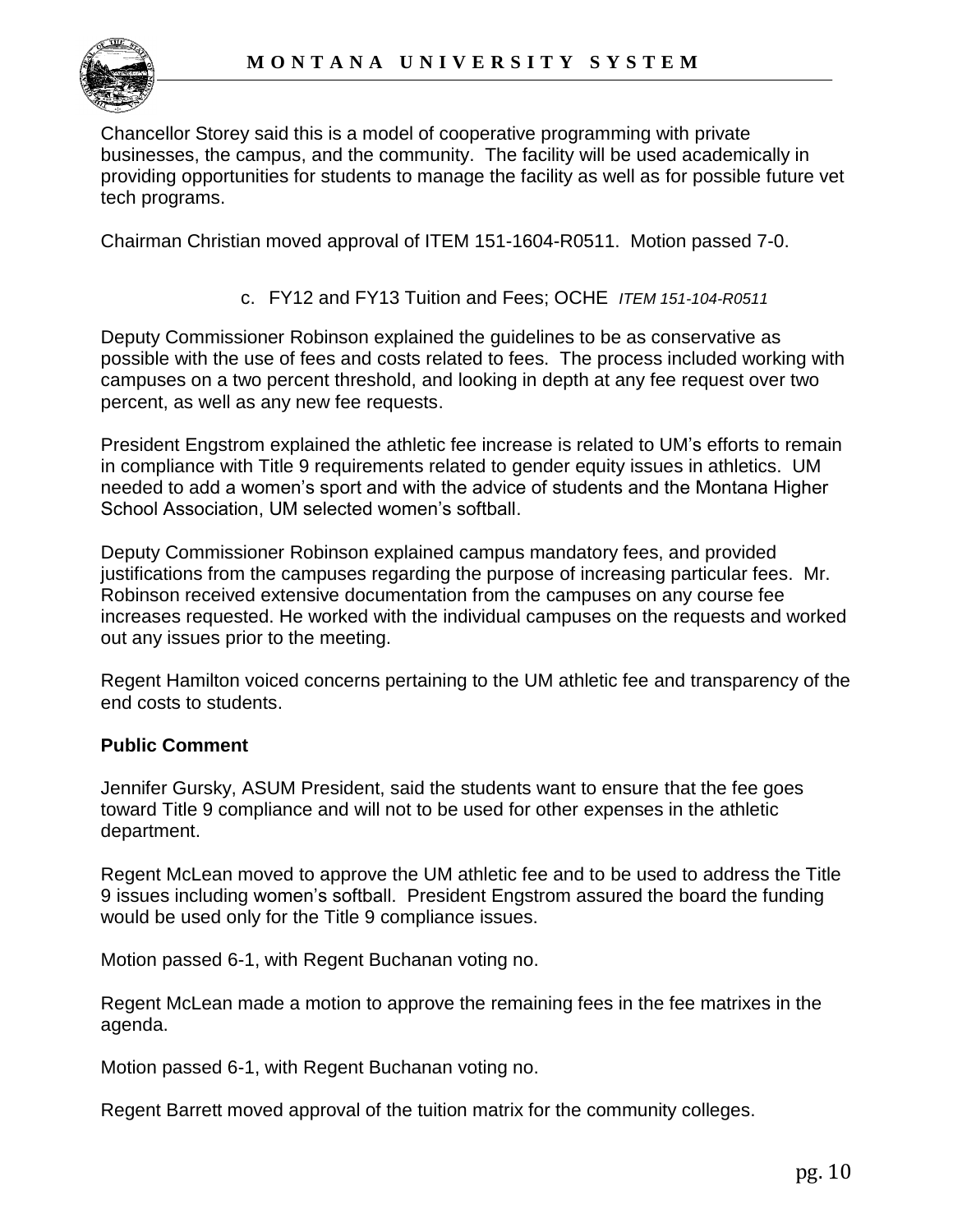Chancellor Storey said this is a model of cooperative programming with private businesses, the campus, and the community. The facility will be used academically in providing opportunities for students to manage the facility as well as for possible future vet tech programs.

Chairman Christian moved approval of ITEM 151-1604-R0511. Motion passed 7-0.

c. FY12 and FY13 Tuition and Fees; OCHE *ITEM 151-104-R0511*

Deputy Commissioner Robinson explained the guidelines to be as conservative as possible with the use of fees and costs related to fees. The process included working with campuses on a two percent threshold, and looking in depth at any fee request over two percent, as well as any new fee requests.

President Engstrom explained the athletic fee increase is related to UM's efforts to remain in compliance with Title 9 requirements related to gender equity issues in athletics. UM needed to add a women's sport and with the advice of students and the Montana Higher School Association, UM selected women's softball.

Deputy Commissioner Robinson explained campus mandatory fees, and provided justifications from the campuses regarding the purpose of increasing particular fees. Mr. Robinson received extensive documentation from the campuses on any course fee increases requested. He worked with the individual campuses on the requests and worked out any issues prior to the meeting.

Regent Hamilton voiced concerns pertaining to the UM athletic fee and transparency of the end costs to students.

**Public Comment**

Jennifer Gursky, ASUM President, said the students want to ensure that the fee goes toward Title 9 compliance and will not to be used for other expenses in the athletic department.

Regent McLean moved to approve the UM athletic fee and to be used to address the Title 9 issues including women's softball. President Engstrom assured the board the funding would be used only for the Title 9 compliance issues.

Motion passed 6-1, with Regent Buchanan voting no.

Regent McLean made a motion to approve the remaining fees in the fee matrixes in the agenda.

Motion passed 6-1, with Regent Buchanan voting no.

Regent Barrett moved approval of the tuition matrix for the community colleges.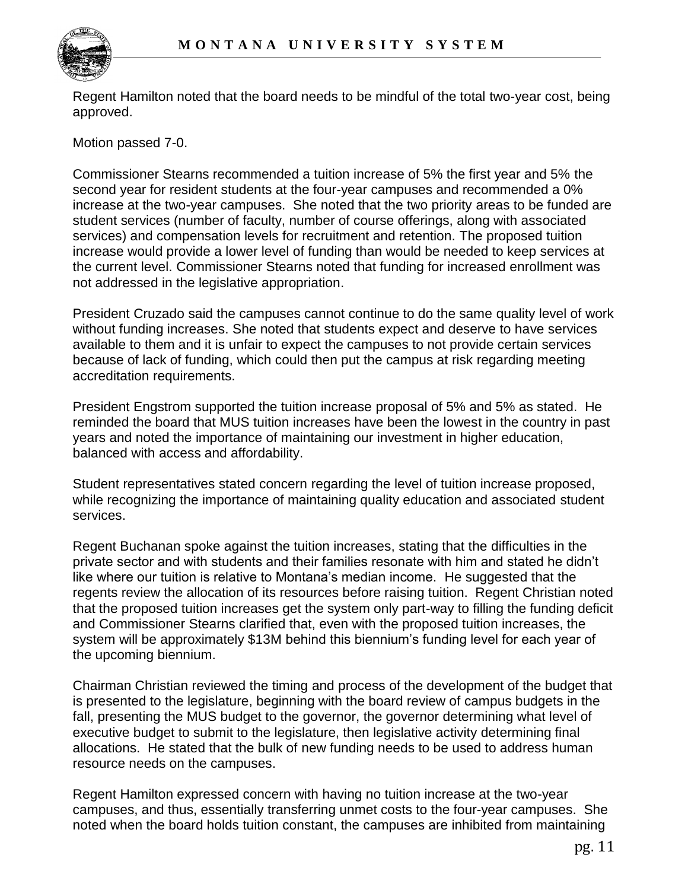Regent Hamilton noted that the board needs to be mindful of the total two-year cost, being approved.

Motion passed 7-0.

Commissioner Stearns recommended a tuition increase of 5% the first year and 5% the second year for resident students at the four-year campuses and recommended a 0% increase at the two-year campuses. She noted that the two priority areas to be funded are student services (number of faculty, number of course offerings, along with associated services) and compensation levels for recruitment and retention. The proposed tuition increase would provide a lower level of funding than would be needed to keep services at the current level. Commissioner Stearns noted that funding for increased enrollment was not addressed in the legislative appropriation.

President Cruzado said the campuses cannot continue to do the same quality level of work without funding increases. She noted that students expect and deserve to have services available to them and it is unfair to expect the campuses to not provide certain services because of lack of funding, which could then put the campus at risk regarding meeting accreditation requirements.

President Engstrom supported the tuition increase proposal of 5% and 5% as stated. He reminded the board that MUS tuition increases have been the lowest in the country in past years and noted the importance of maintaining our investment in higher education, balanced with access and affordability.

Student representatives stated concern regarding the level of tuition increase proposed, while recognizing the importance of maintaining quality education and associated student services.

Regent Buchanan spoke against the tuition increases, stating that the difficulties in the private sector and with students and their families resonate with him and stated he didn't like where our tuition is relative to Montana's median income. He suggested that the regents review the allocation of its resources before raising tuition. Regent Christian noted that the proposed tuition increases get the system only part-way to filling the funding deficit and Commissioner Stearns clarified that, even with the proposed tuition increases, the system will be approximately $13M behind this biennium's funding level for each year of the upcoming biennium.

Chairman Christian reviewed the timing and process of the development of the budget that is presented to the legislature, beginning with the board review of campus budgets in the fall, presenting the MUS budget to the governor, the governor determining what level of executive budget to submit to the legislature, then legislative activity determining final allocations. He stated that the bulk of new funding needs to be used to address human resource needs on the campuses.

Regent Hamilton expressed concern with having no tuition increase at the two-year campuses, and thus, essentially transferring unmet costs to the four-year campuses. She noted when the board holds tuition constant, the campuses are inhibited from maintaining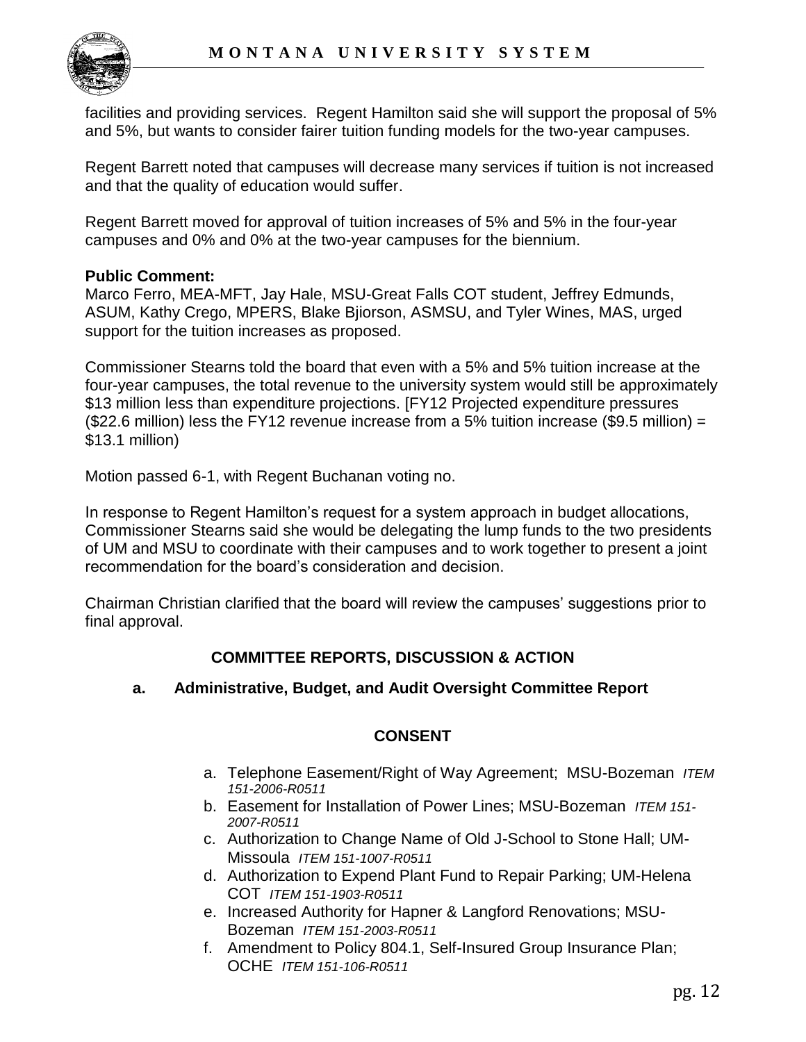facilities and providing services. Regent Hamilton said she will support the proposal of 5% and 5%, but wants to consider fairer tuition funding models for the two-year campuses.

Regent Barrett noted that campuses will decrease many services if tuition is not increased and that the quality of education would suffer.

Regent Barrett moved for approval of tuition increases of 5% and 5% in the four-year campuses and 0% and 0% at the two-year campuses for the biennium.

**Public Comment:**
Marco Ferro, MEA-MFT, Jay Hale, MSU-Great Falls COT student, Jeffrey Edmunds, ASUM, Kathy Crego, MPERS, Blake Bjiorson, ASMSU, and Tyler Wines, MAS, urged support for the tuition increases as proposed.

Commissioner Stearns told the board that even with a 5% and 5% tuition increase at the four-year campuses, the total revenue to the university system would still be approximately $13 million less than expenditure projections. [FY12 Projected expenditure pressures ($22.6 million) less the FY12 revenue increase from a 5% tuition increase ($9.5 million) = $13.1 million)

Motion passed 6-1, with Regent Buchanan voting no.

In response to Regent Hamilton's request for a system approach in budget allocations, Commissioner Stearns said she would be delegating the lump funds to the two presidents of UM and MSU to coordinate with their campuses and to work together to present a joint recommendation for the board's consideration and decision.

Chairman Christian clarified that the board will review the campuses' suggestions prior to final approval.

## COMMITTEE REPORTS, DISCUSSION & ACTION

### a. Administrative, Budget, and Audit Oversight Committee Report

#### CONSENT

a. Telephone Easement/Right of Way Agreement; MSU-Bozeman *ITEM 151-2006-R0511*
b. Easement for Installation of Power Lines; MSU-Bozeman *ITEM 151-2007-R0511*
c. Authorization to Change Name of Old J-School to Stone Hall; UM-Missoula *ITEM 151-1007-R0511*
d. Authorization to Expend Plant Fund to Repair Parking; UM-Helena COT *ITEM 151-1903-R0511*
e. Increased Authority for Hapner & Langford Renovations; MSU-Bozeman *ITEM 151-2003-R0511*
f. Amendment to Policy 804.1, Self-Insured Group Insurance Plan; OCHE *ITEM 151-106-R0511*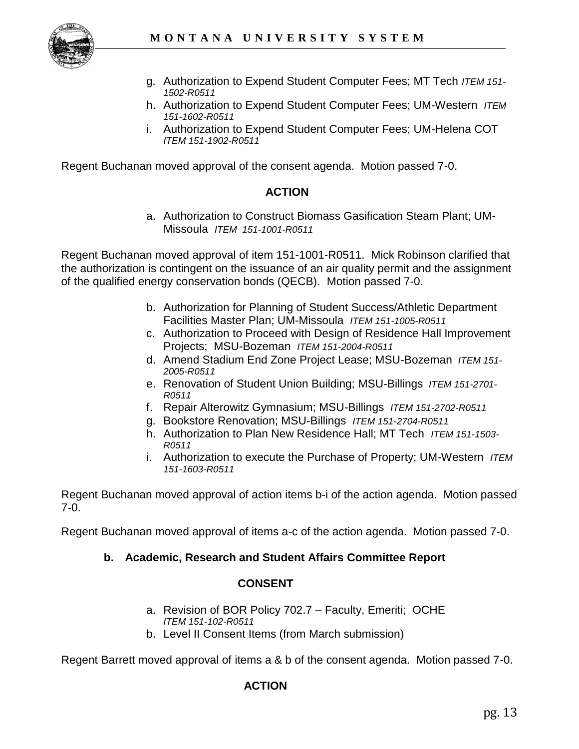g. Authorization to Expend Student Computer Fees; MT Tech *ITEM 151-1502-R0511*
h. Authorization to Expend Student Computer Fees; UM-Western *ITEM 151-1602-R0511*
i. Authorization to Expend Student Computer Fees; UM-Helena COT *ITEM 151-1902-R0511*

Regent Buchanan moved approval of the consent agenda. Motion passed 7-0.

**ACTION**

a. Authorization to Construct Biomass Gasification Steam Plant; UM-Missoula *ITEM 151-1001-R0511*

Regent Buchanan moved approval of item 151-1001-R0511. Mick Robinson clarified that the authorization is contingent on the issuance of an air quality permit and the assignment of the qualified energy conservation bonds (QECB). Motion passed 7-0.

b. Authorization for Planning of Student Success/Athletic Department Facilities Master Plan; UM-Missoula *ITEM 151-1005-R0511*
c. Authorization to Proceed with Design of Residence Hall Improvement Projects; MSU-Bozeman *ITEM 151-2004-R0511*
d. Amend Stadium End Zone Project Lease; MSU-Bozeman *ITEM 151-2005-R0511*
e. Renovation of Student Union Building; MSU-Billings *ITEM 151-2701-R0511*
f. Repair Alterowitz Gymnasium; MSU-Billings *ITEM 151-2702-R0511*
g. Bookstore Renovation; MSU-Billings *ITEM 151-2704-R0511*
h. Authorization to Plan New Residence Hall; MT Tech *ITEM 151-1503-R0511*
i. Authorization to execute the Purchase of Property; UM-Western *ITEM 151-1603-R0511*

Regent Buchanan moved approval of action items b-i of the action agenda. Motion passed 7-0.

Regent Buchanan moved approval of items a-c of the action agenda. Motion passed 7-0.

**b. Academic, Research and Student Affairs Committee Report**

**CONSENT**

a. Revision of BOR Policy 702.7 – Faculty, Emeriti; OCHE *ITEM 151-102-R0511*
b. Level II Consent Items (from March submission)

Regent Barrett moved approval of items a & b of the consent agenda. Motion passed 7-0.

**ACTION**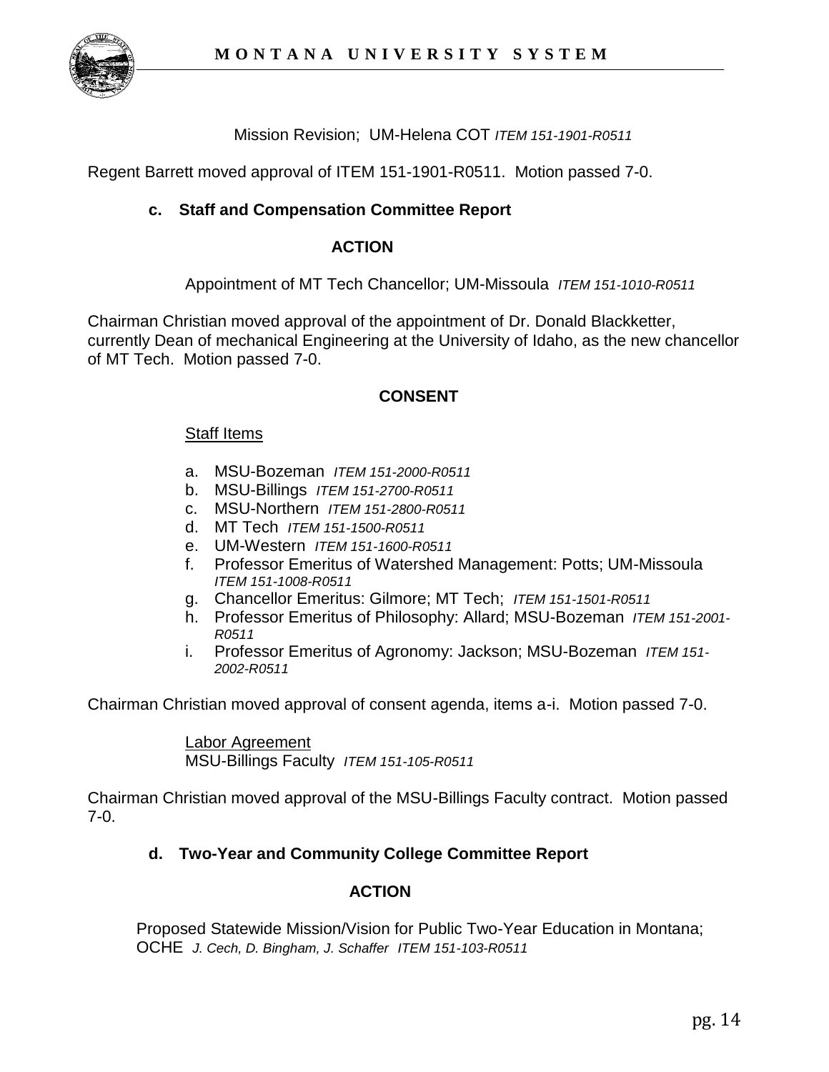Mission Revision; UM-Helena COT *ITEM 151-1901-R0511*

Regent Barrett moved approval of ITEM 151-1901-R0511. Motion passed 7-0.

**c. Staff and Compensation Committee Report**

**ACTION**

Appointment of MT Tech Chancellor; UM-Missoula *ITEM 151-1010-R0511*

Chairman Christian moved approval of the appointment of Dr. Donald Blackketter, currently Dean of mechanical Engineering at the University of Idaho, as the new chancellor of MT Tech. Motion passed 7-0.

**CONSENT**

Staff Items

a. MSU-Bozeman *ITEM 151-2000-R0511*
b. MSU-Billings *ITEM 151-2700-R0511*
c. MSU-Northern *ITEM 151-2800-R0511*
d. MT Tech *ITEM 151-1500-R0511*
e. UM-Western *ITEM 151-1600-R0511*
f. Professor Emeritus of Watershed Management: Potts; UM-Missoula *ITEM 151-1008-R0511*
g. Chancellor Emeritus: Gilmore; MT Tech; *ITEM 151-1501-R0511*
h. Professor Emeritus of Philosophy: Allard; MSU-Bozeman *ITEM 151-2001-R0511*
i. Professor Emeritus of Agronomy: Jackson; MSU-Bozeman *ITEM 151-2002-R0511*

Chairman Christian moved approval of consent agenda, items a-i. Motion passed 7-0.

Labor Agreement
MSU-Billings Faculty *ITEM 151-105-R0511*

Chairman Christian moved approval of the MSU-Billings Faculty contract. Motion passed 7-0.

**d. Two-Year and Community College Committee Report**

**ACTION**

Proposed Statewide Mission/Vision for Public Two-Year Education in Montana; OCHE *J. Cech, D. Bingham, J. Schaffer ITEM 151-103-R0511*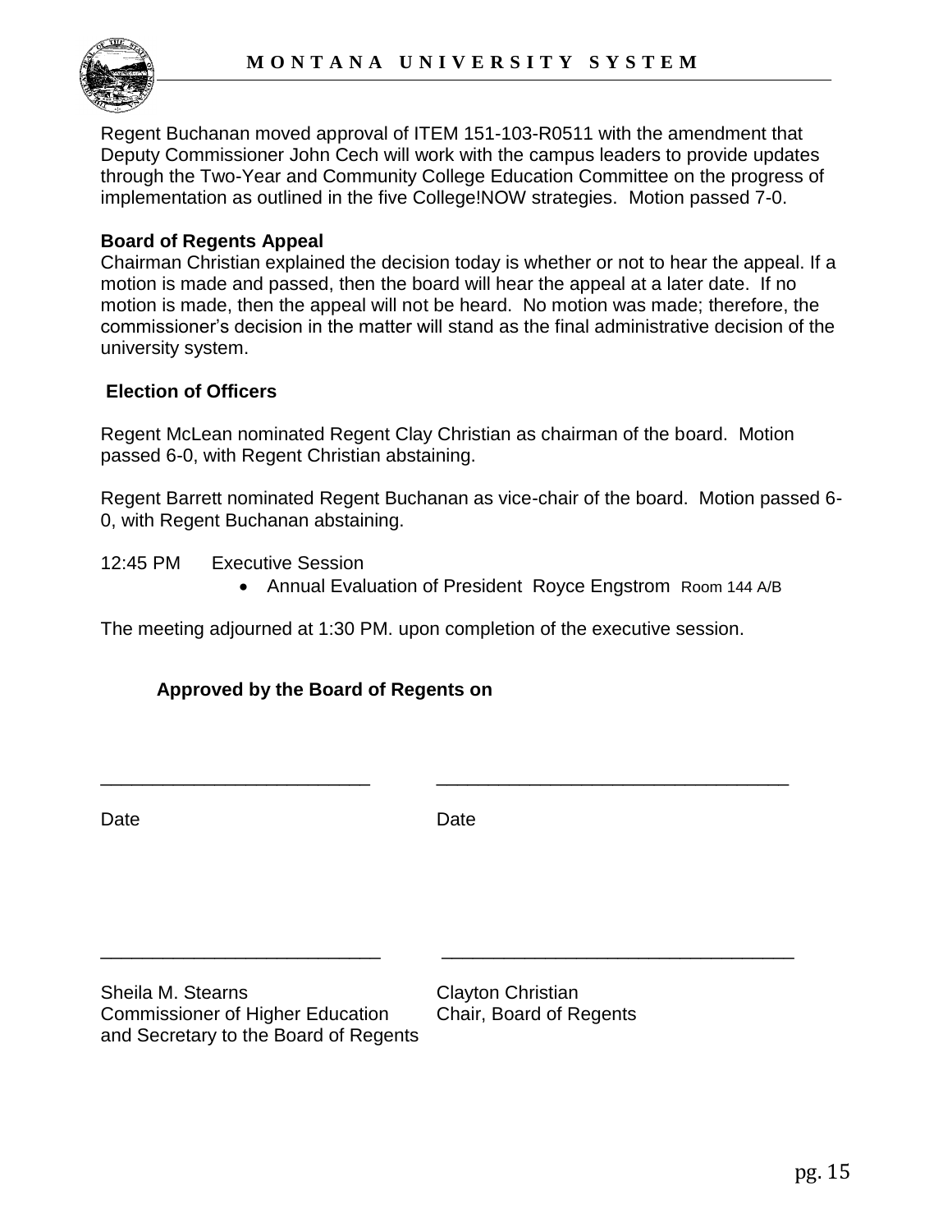Regent Buchanan moved approval of ITEM 151-103-R0511 with the amendment that Deputy Commissioner John Cech will work with the campus leaders to provide updates through the Two-Year and Community College Education Committee on the progress of implementation as outlined in the five College!NOW strategies. Motion passed 7-0.

**Board of Regents Appeal**

Chairman Christian explained the decision today is whether or not to hear the appeal. If a motion is made and passed, then the board will hear the appeal at a later date. If no motion is made, then the appeal will not be heard. No motion was made; therefore, the commissioner's decision in the matter will stand as the final administrative decision of the university system.

**Election of Officers**

Regent McLean nominated Regent Clay Christian as chairman of the board. Motion passed 6-0, with Regent Christian abstaining.

Regent Barrett nominated Regent Buchanan as vice-chair of the board. Motion passed 6-0, with Regent Buchanan abstaining.

12:45 PM Executive Session

- Annual Evaluation of President Royce Engstrom Room 144 A/B

The meeting adjourned at 1:30 PM. upon completion of the executive session.

**Approved by the Board of Regents on**

\_\_\_\_\_\_\_\_\_\_\_\_\_\_\_\_\_\_\_\_\_\_\_\_\_\_ \_\_\_\_\_\_\_\_\_\_\_\_\_\_\_\_\_\_\_\_\_\_\_\_\_\_\_\_\_\_\_\_\_\_\_

Date Date

\_\_\_\_\_\_\_\_\_\_\_\_\_\_\_\_\_\_\_\_\_\_\_\_\_\_\_ \_\_\_\_\_\_\_\_\_\_\_\_\_\_\_\_\_\_\_\_\_\_\_\_\_\_\_\_\_\_\_\_\_\_\_

Sheila M. Stearns
Commissioner of Higher Education
and Secretary to the Board of Regents

Clayton Christian
Chair, Board of Regents